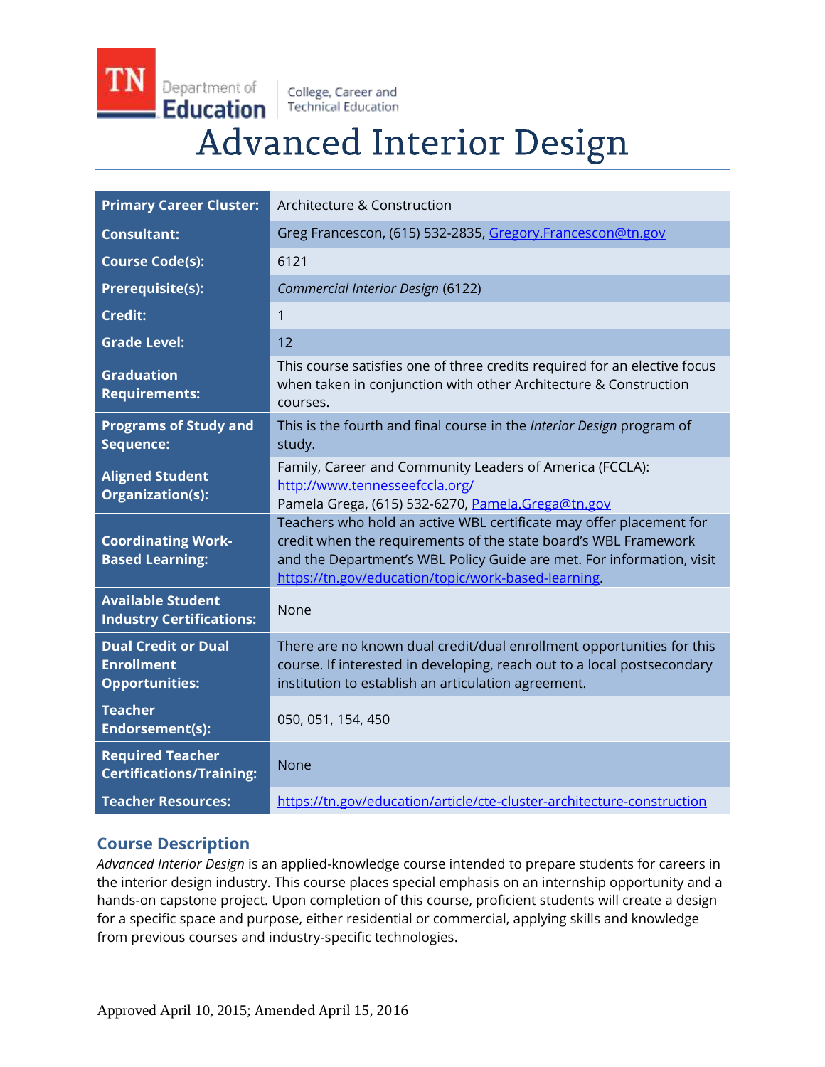TN Department of Education | College, Career and Technical Education

# Advanced Interior Design

| | |
|---|---|
| **Primary Career Cluster:** | Architecture & Construction |
| **Consultant:** | Greg Francescon, (615) 532-2835, Gregory.Francescon@tn.gov |
| **Course Code(s):** | 6121 |
| **Prerequisite(s):** | *Commercial Interior Design* (6122) |
| **Credit:** | 1 |
| **Grade Level:** | 12 |
| **Graduation Requirements:** | This course satisfies one of three credits required for an elective focus when taken in conjunction with other Architecture & Construction courses. |
| **Programs of Study and Sequence:** | This is the fourth and final course in the *Interior Design* program of study. |
| **Aligned Student Organization(s):** | Family, Career and Community Leaders of America (FCCLA): http://www.tennesseefccla.org/ Pamela Grega, (615) 532-6270, Pamela.Grega@tn.gov |
| **Coordinating Work-Based Learning:** | Teachers who hold an active WBL certificate may offer placement for credit when the requirements of the state board's WBL Framework and the Department's WBL Policy Guide are met. For information, visit https://tn.gov/education/topic/work-based-learning. |
| **Available Student Industry Certifications:** | None |
| **Dual Credit or Dual Enrollment Opportunities:** | There are no known dual credit/dual enrollment opportunities for this course. If interested in developing, reach out to a local postsecondary institution to establish an articulation agreement. |
| **Teacher Endorsement(s):** | 050, 051, 154, 450 |
| **Required Teacher Certifications/Training:** | None |
| **Teacher Resources:** | https://tn.gov/education/article/cte-cluster-architecture-construction |

## Course Description

*Advanced Interior Design* is an applied-knowledge course intended to prepare students for careers in the interior design industry. This course places special emphasis on an internship opportunity and a hands-on capstone project. Upon completion of this course, proficient students will create a design for a specific space and purpose, either residential or commercial, applying skills and knowledge from previous courses and industry-specific technologies.

Approved April 10, 2015; Amended April 15, 2016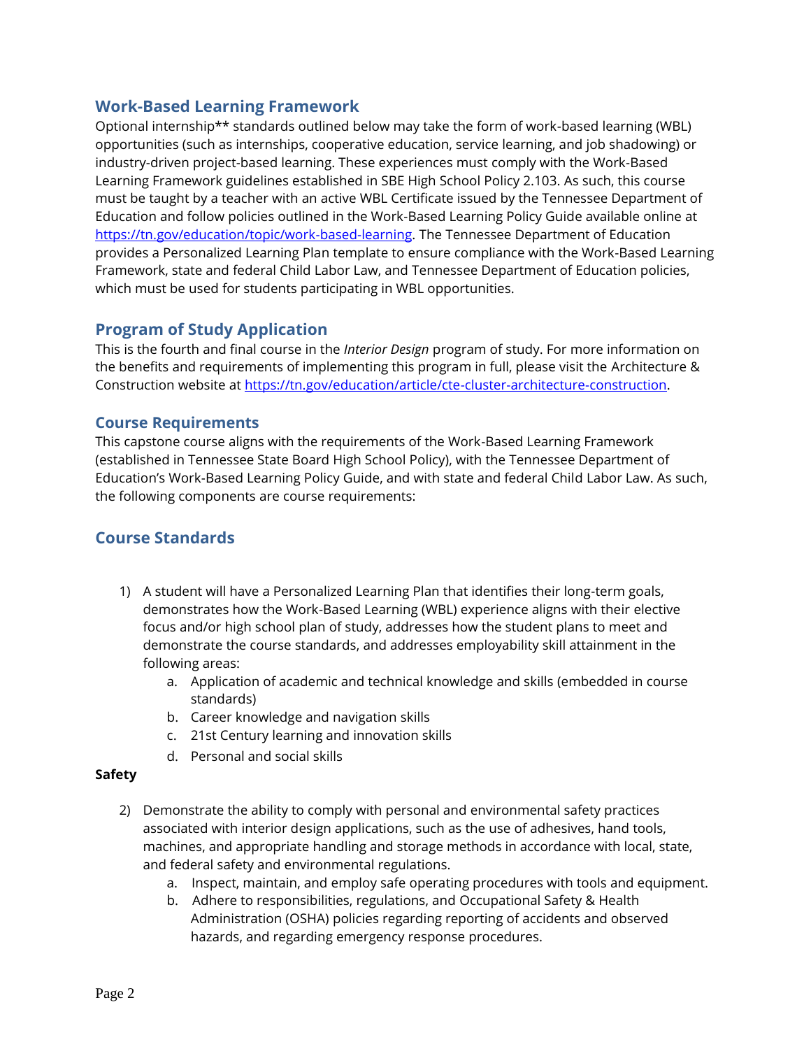## Work-Based Learning Framework

Optional internship** standards outlined below may take the form of work-based learning (WBL) opportunities (such as internships, cooperative education, service learning, and job shadowing) or industry-driven project-based learning. These experiences must comply with the Work-Based Learning Framework guidelines established in SBE High School Policy 2.103. As such, this course must be taught by a teacher with an active WBL Certificate issued by the Tennessee Department of Education and follow policies outlined in the Work-Based Learning Policy Guide available online at [https://tn.gov/education/topic/work-based-learning](https://tn.gov/education/topic/work-based-learning). The Tennessee Department of Education provides a Personalized Learning Plan template to ensure compliance with the Work-Based Learning Framework, state and federal Child Labor Law, and Tennessee Department of Education policies, which must be used for students participating in WBL opportunities.

## Program of Study Application

This is the fourth and final course in the *Interior Design* program of study. For more information on the benefits and requirements of implementing this program in full, please visit the Architecture & Construction website at [https://tn.gov/education/article/cte-cluster-architecture-construction](https://tn.gov/education/article/cte-cluster-architecture-construction).

### Course Requirements

This capstone course aligns with the requirements of the Work-Based Learning Framework (established in Tennessee State Board High School Policy), with the Tennessee Department of Education's Work-Based Learning Policy Guide, and with state and federal Child Labor Law. As such, the following components are course requirements:

## Course Standards

1) A student will have a Personalized Learning Plan that identifies their long-term goals, demonstrates how the Work-Based Learning (WBL) experience aligns with their elective focus and/or high school plan of study, addresses how the student plans to meet and demonstrate the course standards, and addresses employability skill attainment in the following areas:
    a. Application of academic and technical knowledge and skills (embedded in course standards)
    b. Career knowledge and navigation skills
    c. 21st Century learning and innovation skills
    d. Personal and social skills

**Safety**

2) Demonstrate the ability to comply with personal and environmental safety practices associated with interior design applications, such as the use of adhesives, hand tools, machines, and appropriate handling and storage methods in accordance with local, state, and federal safety and environmental regulations.
    a. Inspect, maintain, and employ safe operating procedures with tools and equipment.
    b. Adhere to responsibilities, regulations, and Occupational Safety & Health Administration (OSHA) policies regarding reporting of accidents and observed hazards, and regarding emergency response procedures.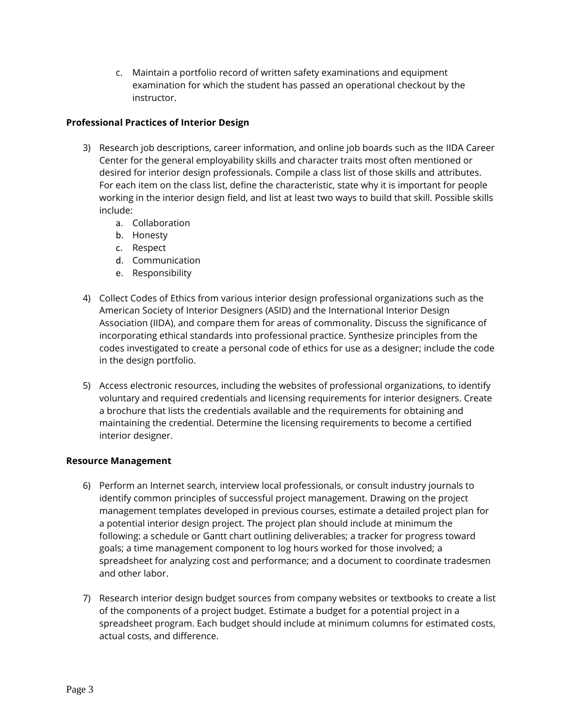c. Maintain a portfolio record of written safety examinations and equipment examination for which the student has passed an operational checkout by the instructor.

**Professional Practices of Interior Design**

3) Research job descriptions, career information, and online job boards such as the IIDA Career Center for the general employability skills and character traits most often mentioned or desired for interior design professionals. Compile a class list of those skills and attributes. For each item on the class list, define the characteristic, state why it is important for people working in the interior design field, and list at least two ways to build that skill. Possible skills include:
   a. Collaboration
   b. Honesty
   c. Respect
   d. Communication
   e. Responsibility

4) Collect Codes of Ethics from various interior design professional organizations such as the American Society of Interior Designers (ASID) and the International Interior Design Association (IIDA), and compare them for areas of commonality. Discuss the significance of incorporating ethical standards into professional practice. Synthesize principles from the codes investigated to create a personal code of ethics for use as a designer; include the code in the design portfolio.

5) Access electronic resources, including the websites of professional organizations, to identify voluntary and required credentials and licensing requirements for interior designers. Create a brochure that lists the credentials available and the requirements for obtaining and maintaining the credential. Determine the licensing requirements to become a certified interior designer.

**Resource Management**

6) Perform an Internet search, interview local professionals, or consult industry journals to identify common principles of successful project management. Drawing on the project management templates developed in previous courses, estimate a detailed project plan for a potential interior design project. The project plan should include at minimum the following: a schedule or Gantt chart outlining deliverables; a tracker for progress toward goals; a time management component to log hours worked for those involved; a spreadsheet for analyzing cost and performance; and a document to coordinate tradesmen and other labor.

7) Research interior design budget sources from company websites or textbooks to create a list of the components of a project budget. Estimate a budget for a potential project in a spreadsheet program. Each budget should include at minimum columns for estimated costs, actual costs, and difference.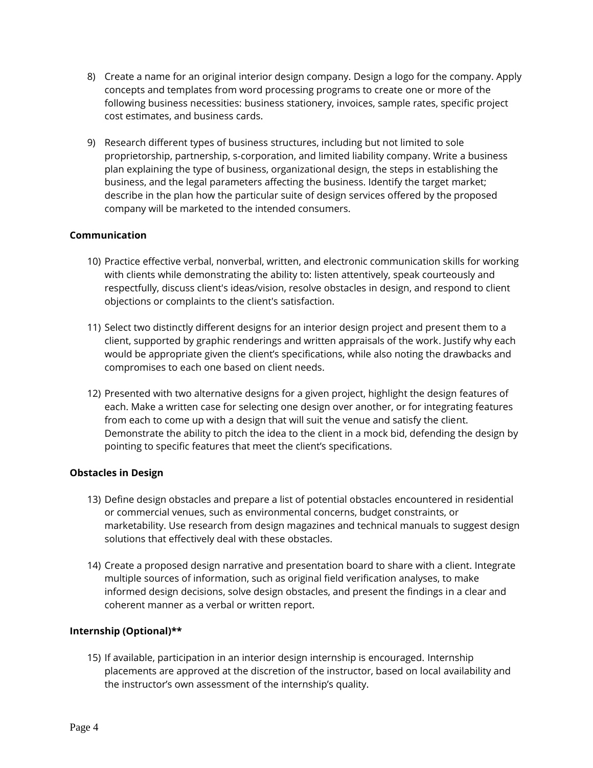8) Create a name for an original interior design company. Design a logo for the company. Apply concepts and templates from word processing programs to create one or more of the following business necessities: business stationery, invoices, sample rates, specific project cost estimates, and business cards.

9) Research different types of business structures, including but not limited to sole proprietorship, partnership, s-corporation, and limited liability company. Write a business plan explaining the type of business, organizational design, the steps in establishing the business, and the legal parameters affecting the business. Identify the target market; describe in the plan how the particular suite of design services offered by the proposed company will be marketed to the intended consumers.

**Communication**

10) Practice effective verbal, nonverbal, written, and electronic communication skills for working with clients while demonstrating the ability to: listen attentively, speak courteously and respectfully, discuss client's ideas/vision, resolve obstacles in design, and respond to client objections or complaints to the client's satisfaction.

11) Select two distinctly different designs for an interior design project and present them to a client, supported by graphic renderings and written appraisals of the work. Justify why each would be appropriate given the client's specifications, while also noting the drawbacks and compromises to each one based on client needs.

12) Presented with two alternative designs for a given project, highlight the design features of each. Make a written case for selecting one design over another, or for integrating features from each to come up with a design that will suit the venue and satisfy the client. Demonstrate the ability to pitch the idea to the client in a mock bid, defending the design by pointing to specific features that meet the client's specifications.

**Obstacles in Design**

13) Define design obstacles and prepare a list of potential obstacles encountered in residential or commercial venues, such as environmental concerns, budget constraints, or marketability. Use research from design magazines and technical manuals to suggest design solutions that effectively deal with these obstacles.

14) Create a proposed design narrative and presentation board to share with a client. Integrate multiple sources of information, such as original field verification analyses, to make informed design decisions, solve design obstacles, and present the findings in a clear and coherent manner as a verbal or written report.

**Internship (Optional)****

15) If available, participation in an interior design internship is encouraged. Internship placements are approved at the discretion of the instructor, based on local availability and the instructor's own assessment of the internship's quality.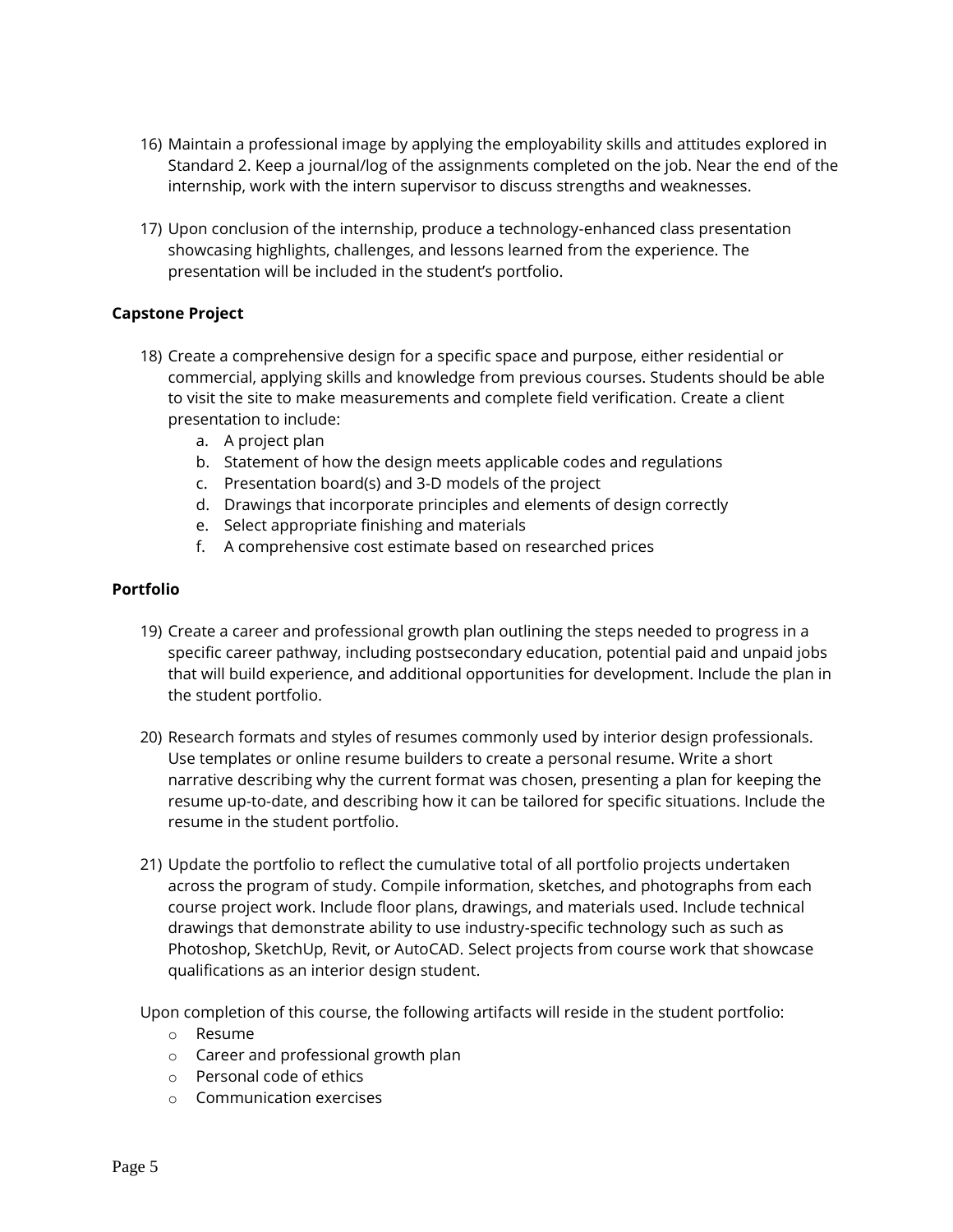16) Maintain a professional image by applying the employability skills and attitudes explored in Standard 2. Keep a journal/log of the assignments completed on the job. Near the end of the internship, work with the intern supervisor to discuss strengths and weaknesses.

17) Upon conclusion of the internship, produce a technology-enhanced class presentation showcasing highlights, challenges, and lessons learned from the experience. The presentation will be included in the student's portfolio.

**Capstone Project**

18) Create a comprehensive design for a specific space and purpose, either residential or commercial, applying skills and knowledge from previous courses. Students should be able to visit the site to make measurements and complete field verification. Create a client presentation to include:
    a. A project plan
    b. Statement of how the design meets applicable codes and regulations
    c. Presentation board(s) and 3-D models of the project
    d. Drawings that incorporate principles and elements of design correctly
    e. Select appropriate finishing and materials
    f. A comprehensive cost estimate based on researched prices

**Portfolio**

19) Create a career and professional growth plan outlining the steps needed to progress in a specific career pathway, including postsecondary education, potential paid and unpaid jobs that will build experience, and additional opportunities for development. Include the plan in the student portfolio.

20) Research formats and styles of resumes commonly used by interior design professionals. Use templates or online resume builders to create a personal resume. Write a short narrative describing why the current format was chosen, presenting a plan for keeping the resume up-to-date, and describing how it can be tailored for specific situations. Include the resume in the student portfolio.

21) Update the portfolio to reflect the cumulative total of all portfolio projects undertaken across the program of study. Compile information, sketches, and photographs from each course project work. Include floor plans, drawings, and materials used. Include technical drawings that demonstrate ability to use industry-specific technology such as such as Photoshop, SketchUp, Revit, or AutoCAD. Select projects from course work that showcase qualifications as an interior design student.

Upon completion of this course, the following artifacts will reside in the student portfolio:

- Resume
- Career and professional growth plan
- Personal code of ethics
- Communication exercises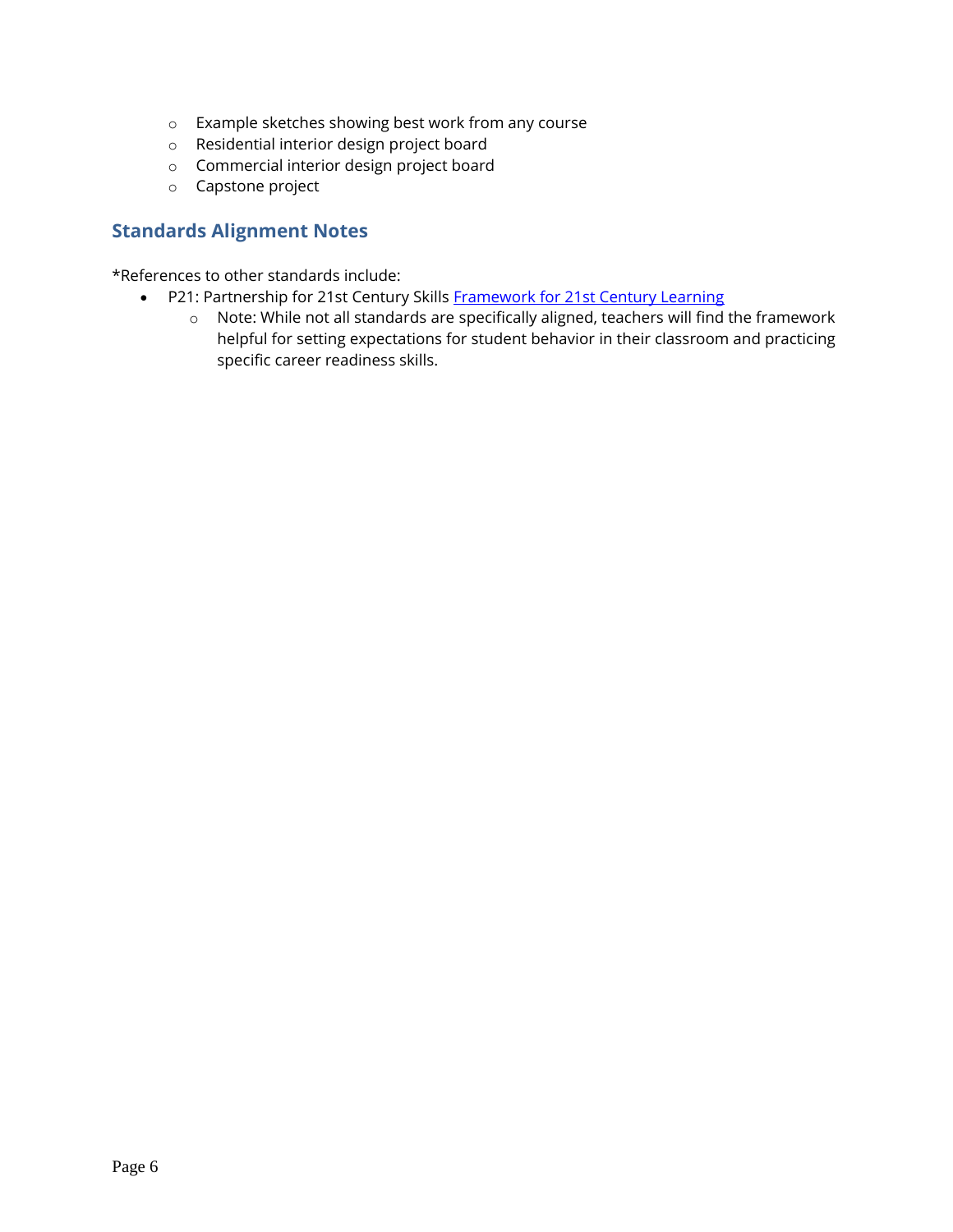- Example sketches showing best work from any course
  - Residential interior design project board
  - Commercial interior design project board
  - Capstone project

## Standards Alignment Notes

*References to other standards include:

- P21: Partnership for 21st Century Skills Framework for 21st Century Learning
  - Note: While not all standards are specifically aligned, teachers will find the framework helpful for setting expectations for student behavior in their classroom and practicing specific career readiness skills.